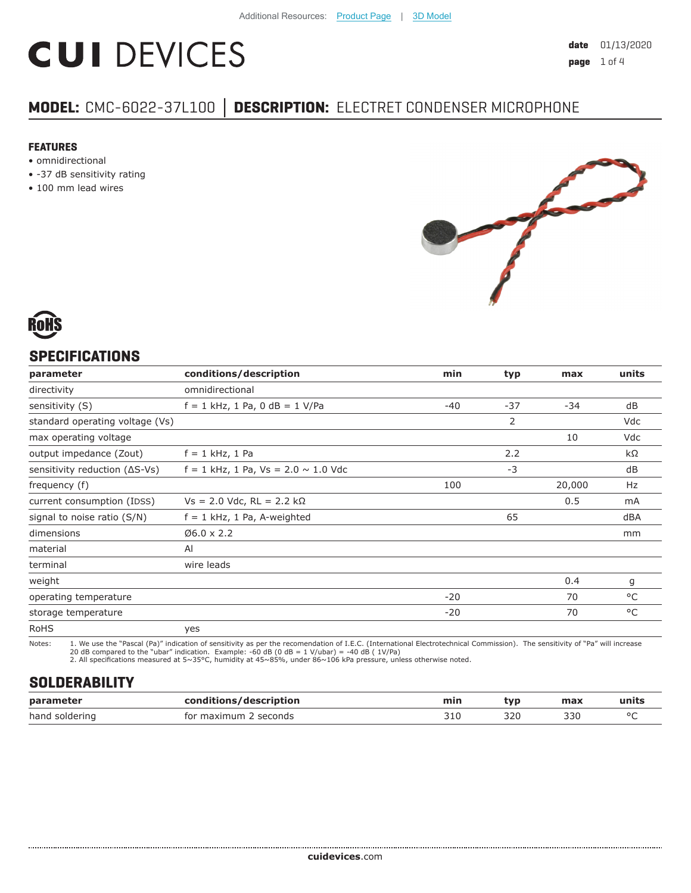Additional Resources: Product Page | 3D Model

# CUI DEVICES

**date** 01/13/2020

## MODEL: CMC-6022-37L100 | DESCRIPTION: ELECTRET CONDENSER MICROPHONE

### FEATURES

- omnidirectional
- -37 dB sensitivity rating
- 100 mm lead wires

RoHS

## SPECIFICATIONS

| parameter | conditions/description | min | typ | max | units |
|---|---|---|---|---|---|
| directivity | omnidirectional | | | | |
| sensitivity (S) | f = 1 kHz, 1 Pa, 0 dB = 1 V/Pa | -40 | -37 | -34 | dB |
| standard operating voltage (Vs) | | | 2 | | Vdc |
| max operating voltage | | | | 10 | Vdc |
| output impedance (Zout) | f = 1 kHz, 1 Pa | | 2.2 | | kΩ |
| sensitivity reduction (ΔS-Vs) | f = 1 kHz, 1 Pa, Vs = 2.0 ~ 1.0 Vdc | | -3 | | dB |
| frequency (f) | | 100 | | 20,000 | Hz |
| current consumption (IDSS) | Vs = 2.0 Vdc, RL = 2.2 kΩ | | | 0.5 | mA |
| signal to noise ratio (S/N) | f = 1 kHz, 1 Pa, A-weighted | | 65 | | dBA |
| dimensions | Ø6.0 x 2.2 | | | | mm |
| material | Al | | | | |
| terminal | wire leads | | | | |
| weight | | | | 0.4 | g |
| operating temperature | | -20 | | 70 | °C |
| storage temperature | | -20 | | 70 | °C |
| RoHS | yes | | | | |

Notes:
1. We use the "Pascal (Pa)" indication of sensitivity as per the recomendation of I.E.C. (International Electrotechnical Commission). The sensitivity of "Pa" will increase 20 dB compared to the "ubar" indication. Example: -60 dB (0 dB = 1 V/ubar) = -40 dB ( 1V/Pa)
2. All specifications measured at 5~35°C, humidity at 45~85%, under 86~106 kPa pressure, unless otherwise noted.

## SOLDERABILITY

| parameter | conditions/description | min | typ | max | units |
|---|---|---|---|---|---|
| hand soldering | for maximum 2 seconds | 310 | 320 | 330 | °C |

cuidevices.com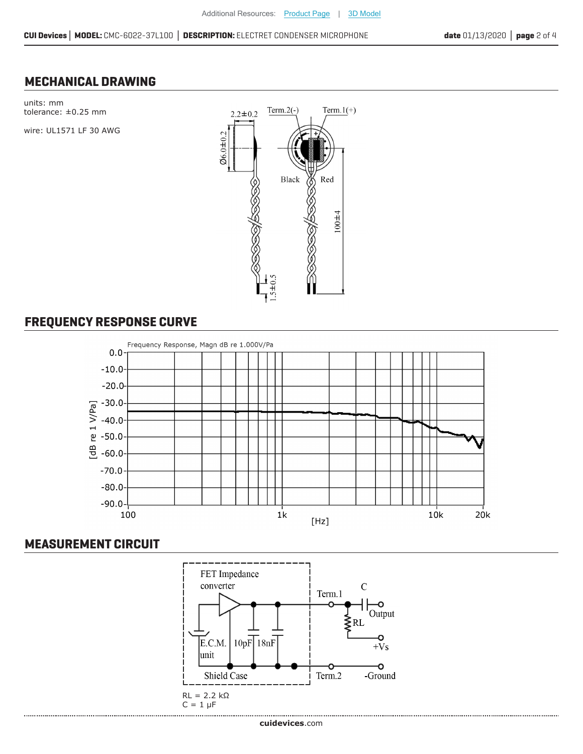## MECHANICAL DRAWING

units: mm
tolerance: ±0.25 mm

wire: UL1571 LF 30 AWG

## FREQUENCY RESPONSE CURVE

## MEASUREMENT CIRCUIT

RL = 2.2 kΩ
C = 1 μF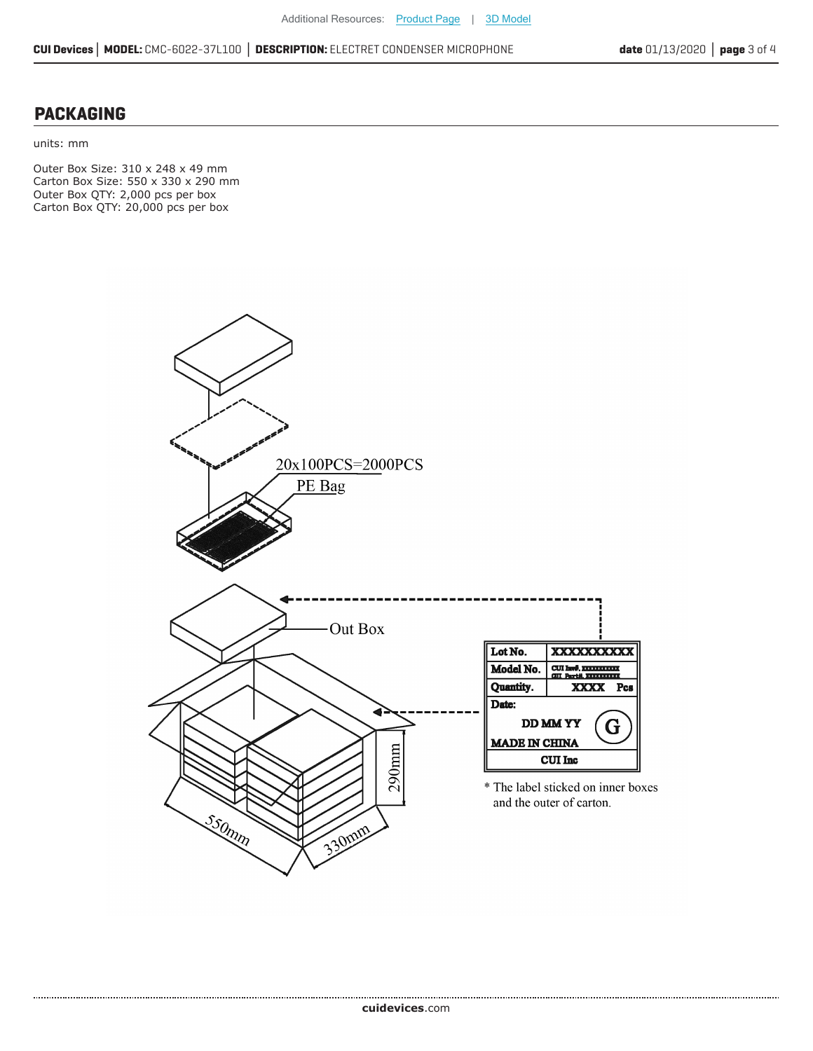## PACKAGING

units: mm

Outer Box Size: 310 x 248 x 49 mm
Carton Box Size: 550 x 330 x 290 mm
Outer Box QTY: 2,000 pcs per box
Carton Box QTY: 20,000 pcs per box

20x100PCS=2000PCS

PE Bag

Out Box

| Lot No. | XXXXXXXXXX |
|---|---|
| Model No. | CUI Inv#, XXXXXXXXX CUI Part#, XXXXXXXXX |
| Quantity. | XXXX Pcs |
| Date: DD MM YY | G |
| MADE IN CHINA | |
| CUI Inc | |

290mm

550mm

330mm

* The label sticked on inner boxes and the outer of carton.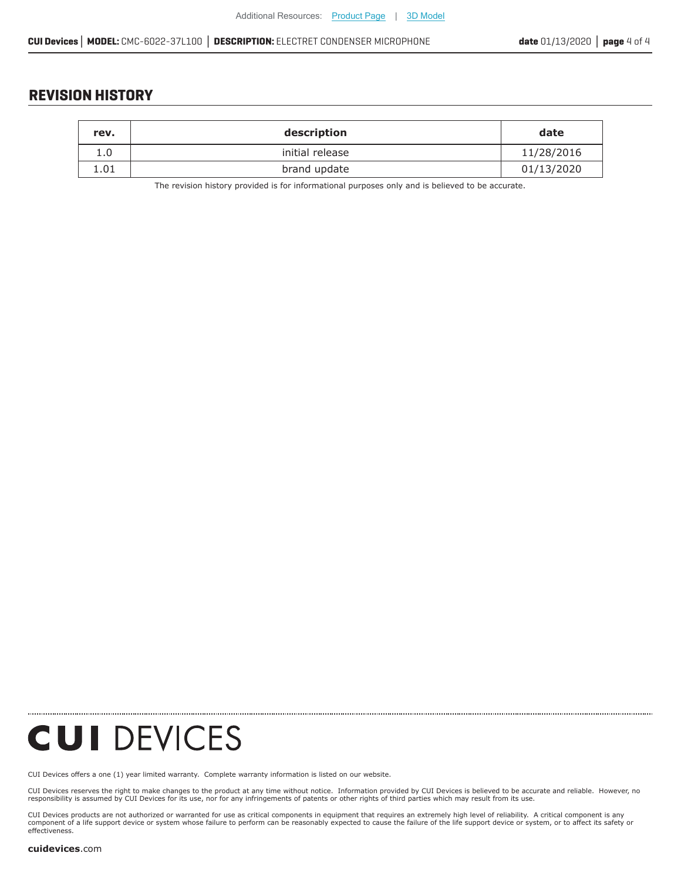## REVISION HISTORY

| rev. | description | date |
| --- | --- | --- |
| 1.0 | initial release | 11/28/2016 |
| 1.01 | brand update | 01/13/2020 |

The revision history provided is for informational purposes only and is believed to be accurate.

**CUI** DEVICES

CUI Devices offers a one (1) year limited warranty. Complete warranty information is listed on our website.

CUI Devices reserves the right to make changes to the product at any time without notice. Information provided by CUI Devices is believed to be accurate and reliable. However, no responsibility is assumed by CUI Devices for its use, nor for any infringements of patents or other rights of third parties which may result from its use.

CUI Devices products are not authorized or warranted for use as critical components in equipment that requires an extremely high level of reliability. A critical component is any component of a life support device or system whose failure to perform can be reasonably expected to cause the failure of the life support device or system, or to affect its safety or effectiveness.

**cuidevices**.com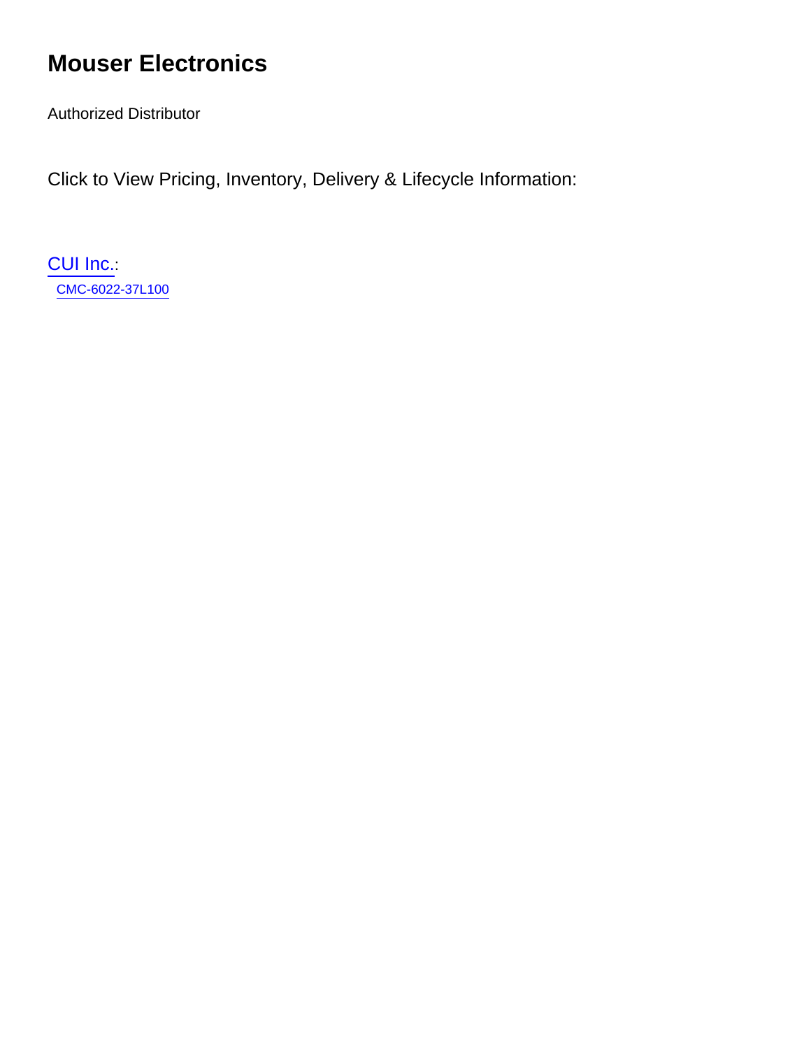# Mouser Electronics

Authorized Distributor

Click to View Pricing, Inventory, Delivery & Lifecycle Information:

CUI Inc.:

CMC-6022-37L100